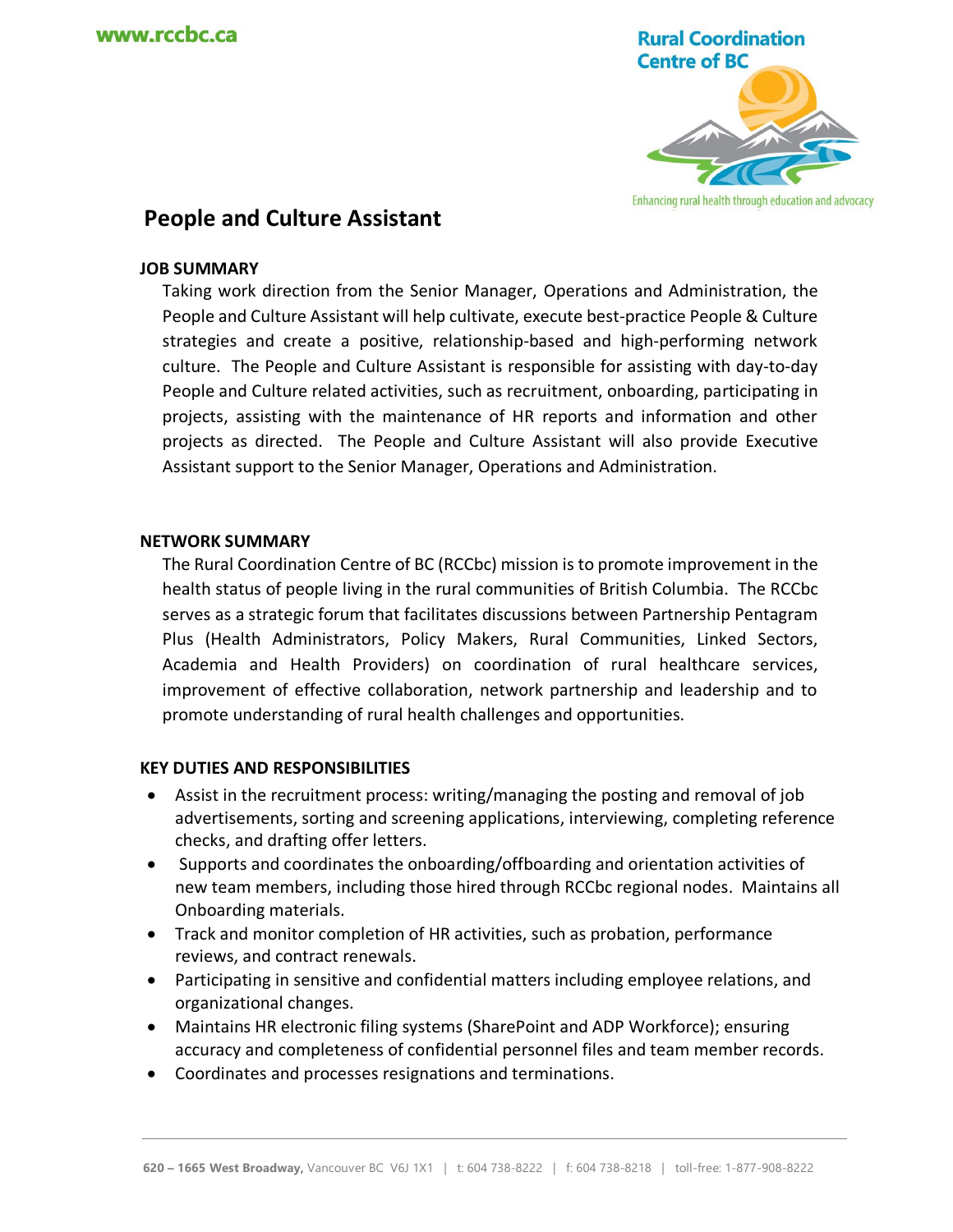# People and Culture Assistant

## JOB SUMMARY

Taking work direction from the Senior Manager, Operations and Administration, the People and Culture Assistant will help cultivate, execute best-practice People & Culture strategies and create a positive, relationship-based and high-performing network culture. The People and Culture Assistant is responsible for assisting with day-to-day People and Culture related activities, such as recruitment, onboarding, participating in projects, assisting with the maintenance of HR reports and information and other projects as directed. The People and Culture Assistant will also provide Executive Assistant support to the Senior Manager, Operations and Administration.

## NETWORK SUMMARY

The Rural Coordination Centre of BC (RCCbc) mission is to promote improvement in the health status of people living in the rural communities of British Columbia. The RCCbc serves as a strategic forum that facilitates discussions between Partnership Pentagram Plus (Health Administrators, Policy Makers, Rural Communities, Linked Sectors, Academia and Health Providers) on coordination of rural healthcare services, improvement of effective collaboration, network partnership and leadership and to promote understanding of rural health challenges and opportunities.

## KEY DUTIES AND RESPONSIBILITIES

- Assist in the recruitment process: writing/managing the posting and removal of job advertisements, sorting and screening applications, interviewing, completing reference checks, and drafting offer letters.
- Supports and coordinates the onboarding/offboarding and orientation activities of new team members, including those hired through RCCbc regional nodes. Maintains all Onboarding materials.
- Track and monitor completion of HR activities, such as probation, performance reviews, and contract renewals.
- Participating in sensitive and confidential matters including employee relations, and organizational changes.
- Maintains HR electronic filing systems (SharePoint and ADP Workforce); ensuring accuracy and completeness of confidential personnel files and team member records.
- Coordinates and processes resignations and terminations.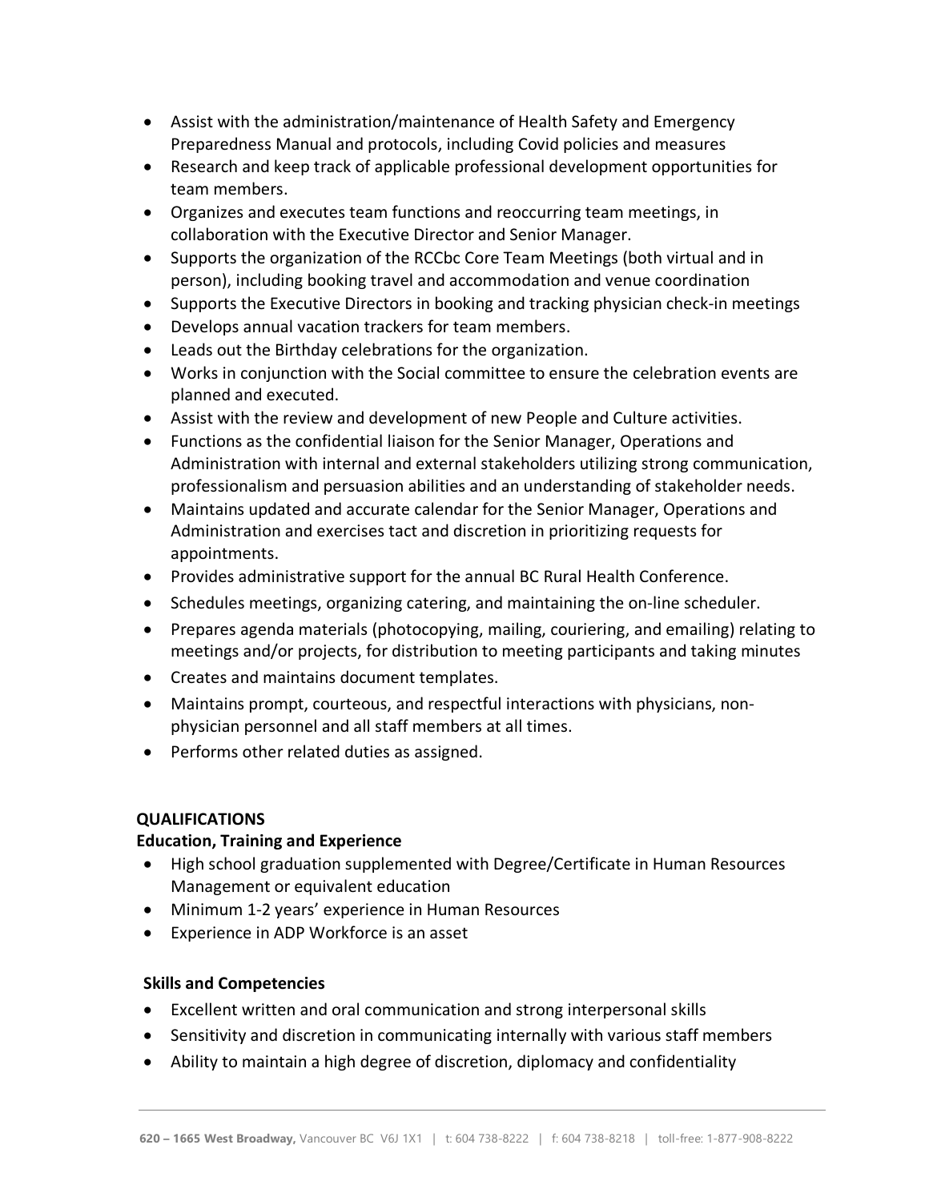- Assist with the administration/maintenance of Health Safety and Emergency Preparedness Manual and protocols, including Covid policies and measures
- Research and keep track of applicable professional development opportunities for team members.
- Organizes and executes team functions and reoccurring team meetings, in collaboration with the Executive Director and Senior Manager.
- Supports the organization of the RCCbc Core Team Meetings (both virtual and in person), including booking travel and accommodation and venue coordination
- Supports the Executive Directors in booking and tracking physician check-in meetings
- Develops annual vacation trackers for team members.
- Leads out the Birthday celebrations for the organization.
- Works in conjunction with the Social committee to ensure the celebration events are planned and executed.
- Assist with the review and development of new People and Culture activities.
- Functions as the confidential liaison for the Senior Manager, Operations and Administration with internal and external stakeholders utilizing strong communication, professionalism and persuasion abilities and an understanding of stakeholder needs.
- Maintains updated and accurate calendar for the Senior Manager, Operations and Administration and exercises tact and discretion in prioritizing requests for appointments.
- Provides administrative support for the annual BC Rural Health Conference.
- Schedules meetings, organizing catering, and maintaining the on-line scheduler.
- Prepares agenda materials (photocopying, mailing, couriering, and emailing) relating to meetings and/or projects, for distribution to meeting participants and taking minutes
- Creates and maintains document templates.
- Maintains prompt, courteous, and respectful interactions with physicians, non-physician personnel and all staff members at all times.
- Performs other related duties as assigned.

## QUALIFICATIONS

### Education, Training and Experience

- High school graduation supplemented with Degree/Certificate in Human Resources Management or equivalent education
- Minimum 1-2 years' experience in Human Resources
- Experience in ADP Workforce is an asset

### Skills and Competencies

- Excellent written and oral communication and strong interpersonal skills
- Sensitivity and discretion in communicating internally with various staff members
- Ability to maintain a high degree of discretion, diplomacy and confidentiality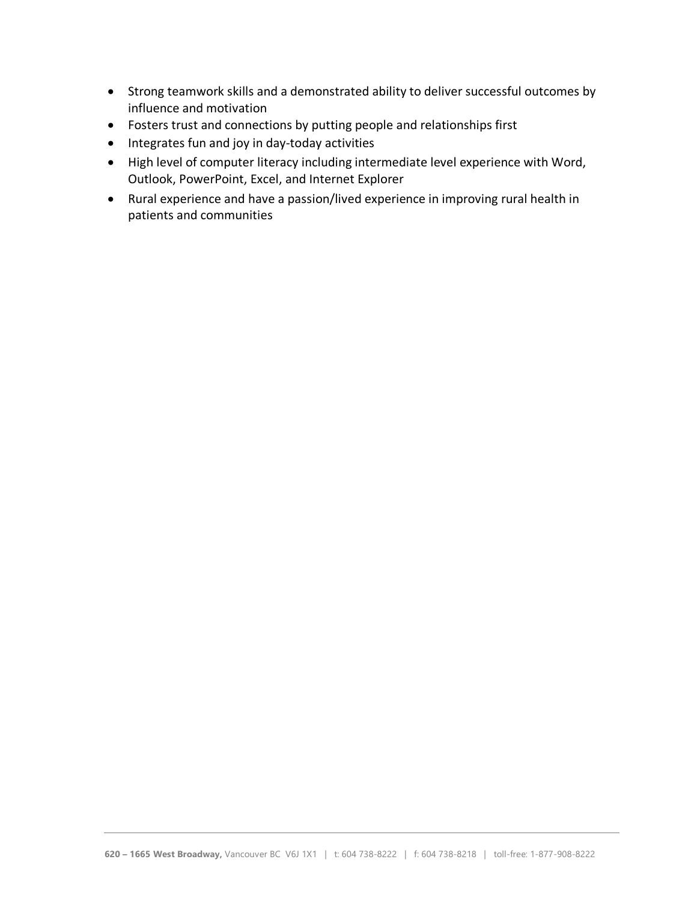- Strong teamwork skills and a demonstrated ability to deliver successful outcomes by influence and motivation
- Fosters trust and connections by putting people and relationships first
- Integrates fun and joy in day-today activities
- High level of computer literacy including intermediate level experience with Word, Outlook, PowerPoint, Excel, and Internet Explorer
- Rural experience and have a passion/lived experience in improving rural health in patients and communities